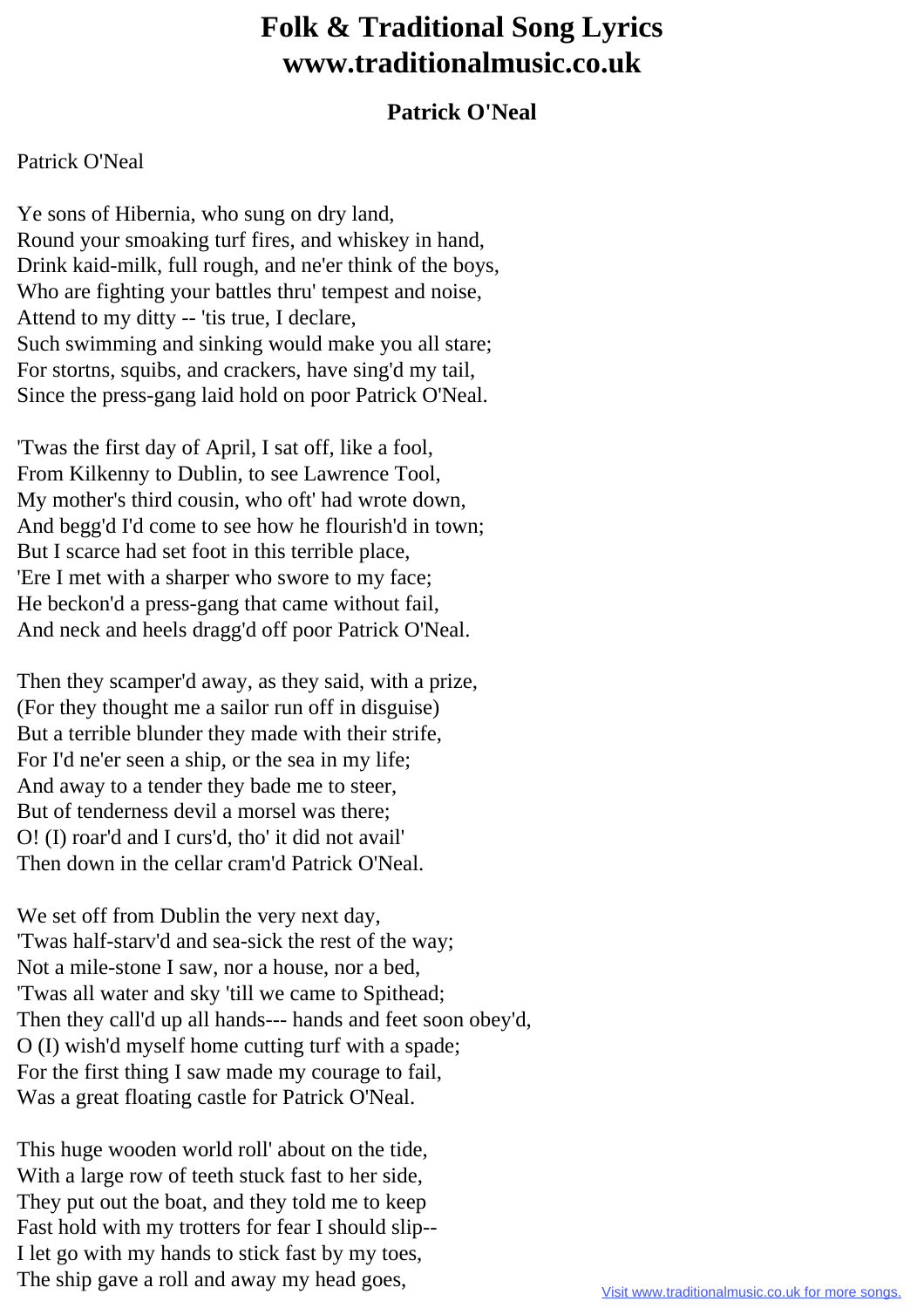# Folk & Traditional Song Lyrics www.traditionalmusic.co.uk

## Patrick O'Neal

Patrick O'Neal

Ye sons of Hibernia, who sung on dry land,
Round your smoaking turf fires, and whiskey in hand,
Drink kaid-milk, full rough, and ne'er think of the boys,
Who are fighting your battles thru' tempest and noise,
Attend to my ditty -- 'tis true, I declare,
Such swimming and sinking would make you all stare;
For stortns, squibs, and crackers, have sing'd my tail,
Since the press-gang laid hold on poor Patrick O'Neal.

'Twas the first day of April, I sat off, like a fool,
From Kilkenny to Dublin, to see Lawrence Tool,
My mother's third cousin, who oft' had wrote down,
And begg'd I'd come to see how he flourish'd in town;
But I scarce had set foot in this terrible place,
'Ere I met with a sharper who swore to my face;
He beckon'd a press-gang that came without fail,
And neck and heels dragg'd off poor Patrick O'Neal.

Then they scamper'd away, as they said, with a prize,
(For they thought me a sailor run off in disguise)
But a terrible blunder they made with their strife,
For I'd ne'er seen a ship, or the sea in my life;
And away to a tender they bade me to steer,
But of tenderness devil a morsel was there;
O! (I) roar'd and I curs'd, tho' it did not avail'
Then down in the cellar cram'd Patrick O'Neal.

We set off from Dublin the very next day,
'Twas half-starv'd and sea-sick the rest of the way;
Not a mile-stone I saw, nor a house, nor a bed,
'Twas all water and sky 'till we came to Spithead;
Then they call'd up all hands--- hands and feet soon obey'd,
O (I) wish'd myself home cutting turf with a spade;
For the first thing I saw made my courage to fail,
Was a great floating castle for Patrick O'Neal.

This huge wooden world roll' about on the tide,
With a large row of teeth stuck fast to her side,
They put out the boat, and they told me to keep
Fast hold with my trotters for fear I should slip--
I let go with my hands to stick fast by my toes,
The ship gave a roll and away my head goes,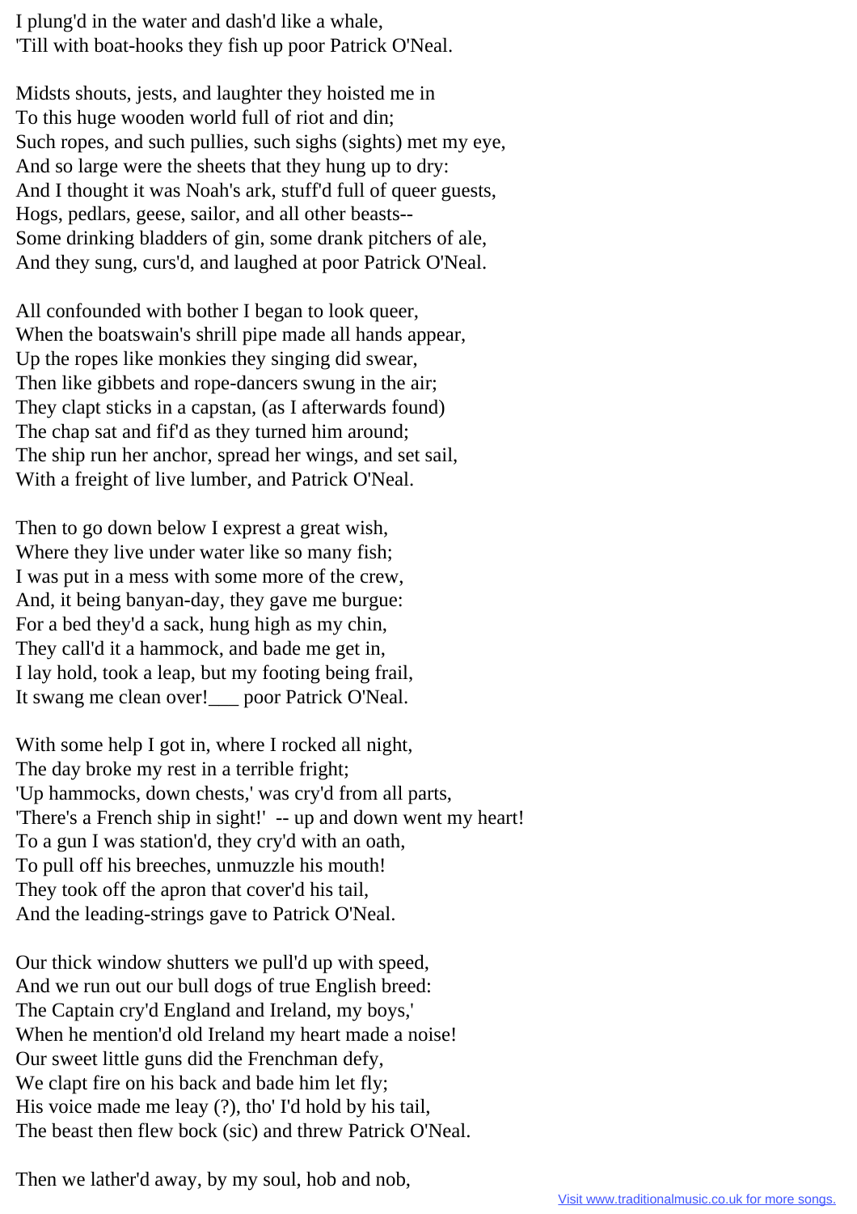I plung'd in the water and dash'd like a whale,
'Till with boat-hooks they fish up poor Patrick O'Neal.

Midsts shouts, jests, and laughter they hoisted me in
To this huge wooden world full of riot and din;
Such ropes, and such pullies, such sighs (sights) met my eye,
And so large were the sheets that they hung up to dry:
And I thought it was Noah's ark, stuff'd full of queer guests,
Hogs, pedlars, geese, sailor, and all other beasts--
Some drinking bladders of gin, some drank pitchers of ale,
And they sung, curs'd, and laughed at poor Patrick O'Neal.

All confounded with bother I began to look queer,
When the boatswain's shrill pipe made all hands appear,
Up the ropes like monkies they singing did swear,
Then like gibbets and rope-dancers swung in the air;
They clapt sticks in a capstan, (as I afterwards found)
The chap sat and fif'd as they turned him around;
The ship run her anchor, spread her wings, and set sail,
With a freight of live lumber, and Patrick O'Neal.

Then to go down below I exprest a great wish,
Where they live under water like so many fish;
I was put in a mess with some more of the crew,
And, it being banyan-day, they gave me burgue:
For a bed they'd a sack, hung high as my chin,
They call'd it a hammock, and bade me get in,
I lay hold, took a leap, but my footing being frail,
It swang me clean over!___ poor Patrick O'Neal.

With some help I got in, where I rocked all night,
The day broke my rest in a terrible fright;
'Up hammocks, down chests,' was cry'd from all parts,
'There's a French ship in sight!' -- up and down went my heart!
To a gun I was station'd, they cry'd with an oath,
To pull off his breeches, unmuzzle his mouth!
They took off the apron that cover'd his tail,
And the leading-strings gave to Patrick O'Neal.

Our thick window shutters we pull'd up with speed,
And we run out our bull dogs of true English breed:
The Captain cry'd England and Ireland, my boys,'
When he mention'd old Ireland my heart made a noise!
Our sweet little guns did the Frenchman defy,
We clapt fire on his back and bade him let fly;
His voice made me leay (?), tho' I'd hold by his tail,
The beast then flew bock (sic) and threw Patrick O'Neal.

Then we lather'd away, by my soul, hob and nob,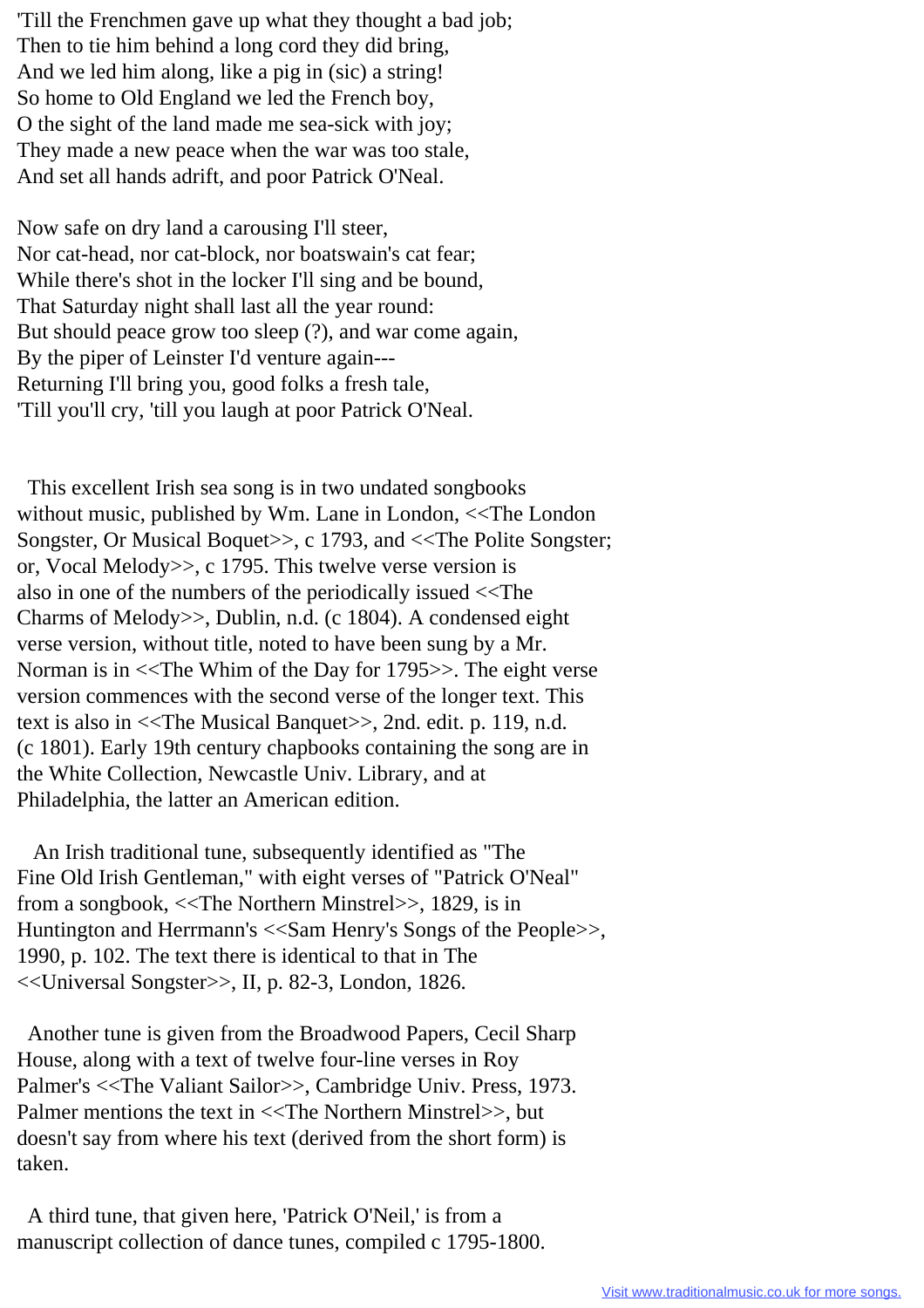'Till the Frenchmen gave up what they thought a bad job;
Then to tie him behind a long cord they did bring,
And we led him along, like a pig in (sic) a string!
So home to Old England we led the French boy,
O the sight of the land made me sea-sick with joy;
They made a new peace when the war was too stale,
And set all hands adrift, and poor Patrick O'Neal.

Now safe on dry land a carousing I'll steer,
Nor cat-head, nor cat-block, nor boatswain's cat fear;
While there's shot in the locker I'll sing and be bound,
That Saturday night shall last all the year round:
But should peace grow too sleep (?), and war come again,
By the piper of Leinster I'd venture again---
Returning I'll bring you, good folks a fresh tale,
'Till you'll cry, 'till you laugh at poor Patrick O'Neal.

This excellent Irish sea song is in two undated songbooks without music, published by Wm. Lane in London, <<The London Songster, Or Musical Boquet>>, c 1793, and <<The Polite Songster; or, Vocal Melody>>, c 1795. This twelve verse version is also in one of the numbers of the periodically issued <<The Charms of Melody>>, Dublin, n.d. (c 1804). A condensed eight verse version, without title, noted to have been sung by a Mr. Norman is in <<The Whim of the Day for 1795>>. The eight verse version commences with the second verse of the longer text. This text is also in <<The Musical Banquet>>, 2nd. edit. p. 119, n.d. (c 1801). Early 19th century chapbooks containing the song are in the White Collection, Newcastle Univ. Library, and at Philadelphia, the latter an American edition.

An Irish traditional tune, subsequently identified as "The Fine Old Irish Gentleman," with eight verses of "Patrick O'Neal" from a songbook, <<The Northern Minstrel>>, 1829, is in Huntington and Herrmann's <<Sam Henry's Songs of the People>>, 1990, p. 102. The text there is identical to that in The <<Universal Songster>>, II, p. 82-3, London, 1826.

Another tune is given from the Broadwood Papers, Cecil Sharp House, along with a text of twelve four-line verses in Roy Palmer's <<The Valiant Sailor>>, Cambridge Univ. Press, 1973. Palmer mentions the text in <<The Northern Minstrel>>, but doesn't say from where his text (derived from the short form) is taken.

A third tune, that given here, 'Patrick O'Neil,' is from a manuscript collection of dance tunes, compiled c 1795-1800.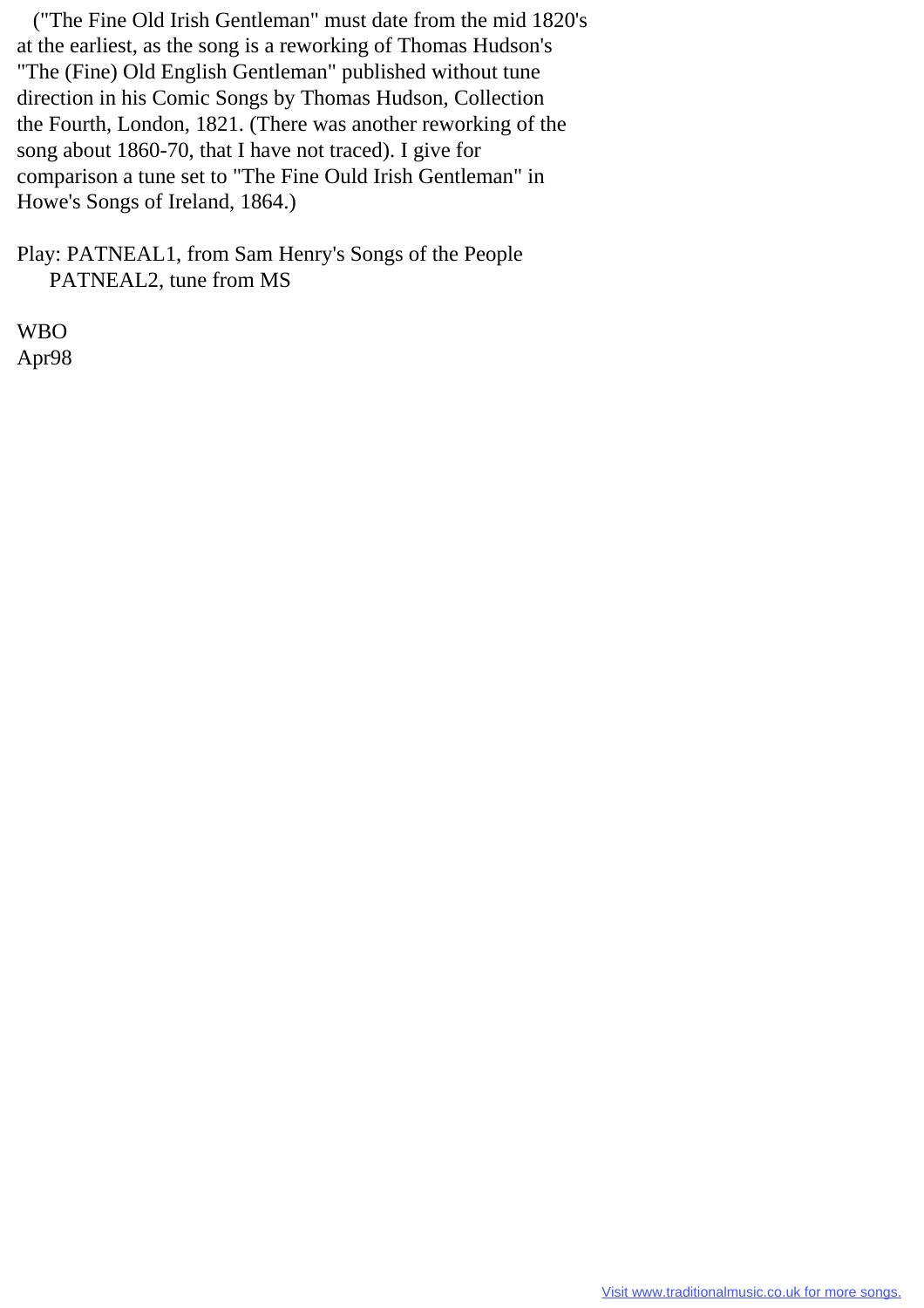("The Fine Old Irish Gentleman" must date from the mid 1820's at the earliest, as the song is a reworking of Thomas Hudson's "The (Fine) Old English Gentleman" published without tune direction in his Comic Songs by Thomas Hudson, Collection the Fourth, London, 1821. (There was another reworking of the song about 1860-70, that I have not traced). I give for comparison a tune set to "The Fine Ould Irish Gentleman" in Howe's Songs of Ireland, 1864.)

Play: PATNEAL1, from Sam Henry's Songs of the People
PATNEAL2, tune from MS

WBO
Apr98